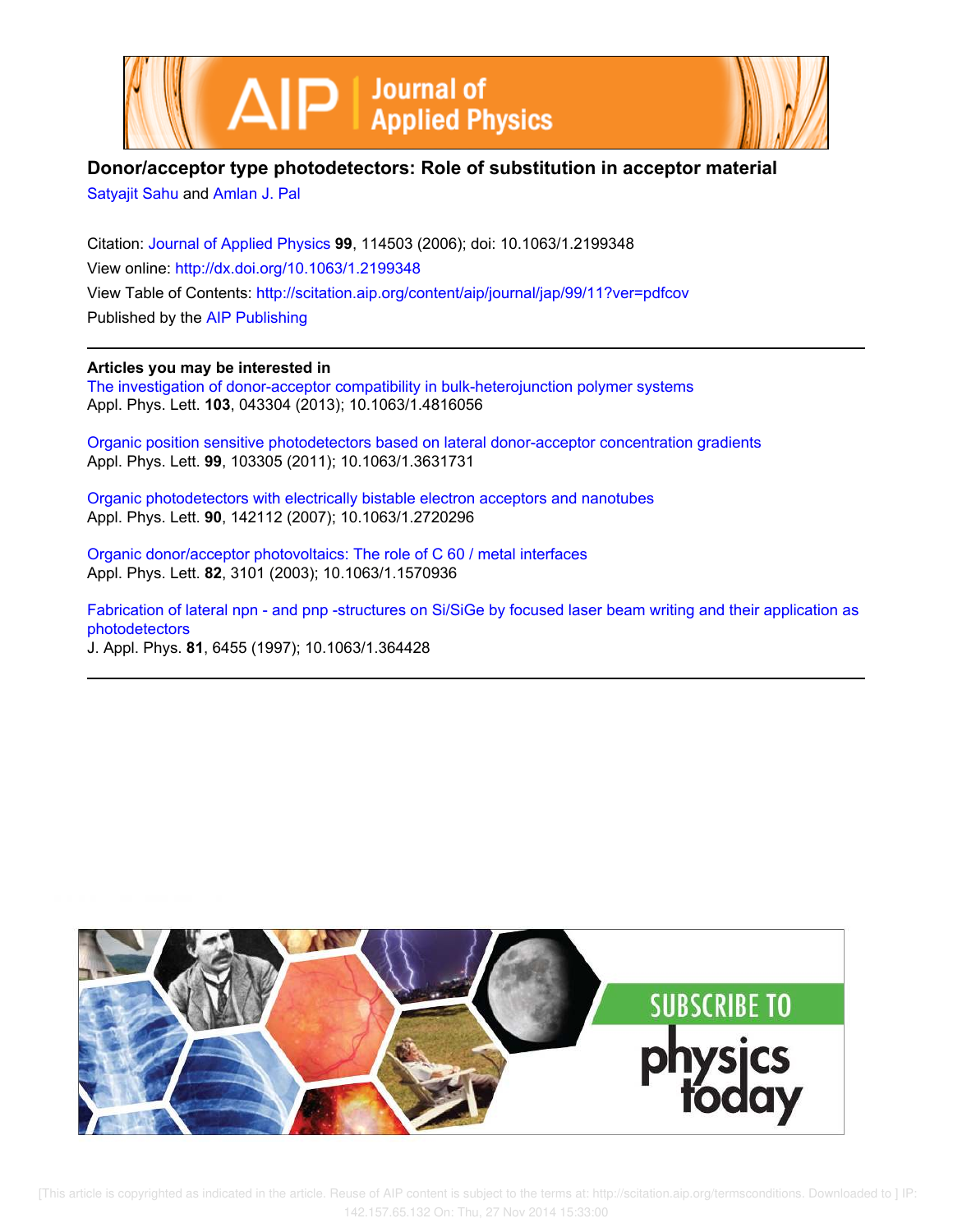# Donor/acceptor type photodetectors: Role of substitution in acceptor material

Satyajit Sahu and Amlan J. Pal

Citation: Journal of Applied Physics **99**, 114503 (2006); doi: 10.1063/1.2199348

View online: http://dx.doi.org/10.1063/1.2199348

View Table of Contents: http://scitation.aip.org/content/aip/journal/jap/99/11?ver=pdfcov

Published by the AIP Publishing

**Articles you may be interested in**

The investigation of donor-acceptor compatibility in bulk-heterojunction polymer systems
Appl. Phys. Lett. **103**, 043304 (2013); 10.1063/1.4816056

Organic position sensitive photodetectors based on lateral donor-acceptor concentration gradients
Appl. Phys. Lett. **99**, 103305 (2011); 10.1063/1.3631731

Organic photodetectors with electrically bistable electron acceptors and nanotubes
Appl. Phys. Lett. **90**, 142112 (2007); 10.1063/1.2720296

Organic donor/acceptor photovoltaics: The role of C 60 / metal interfaces
Appl. Phys. Lett. **82**, 3101 (2003); 10.1063/1.1570936

Fabrication of lateral npn - and pnp -structures on Si/SiGe by focused laser beam writing and their application as photodetectors
J. Appl. Phys. **81**, 6455 (1997); 10.1063/1.364428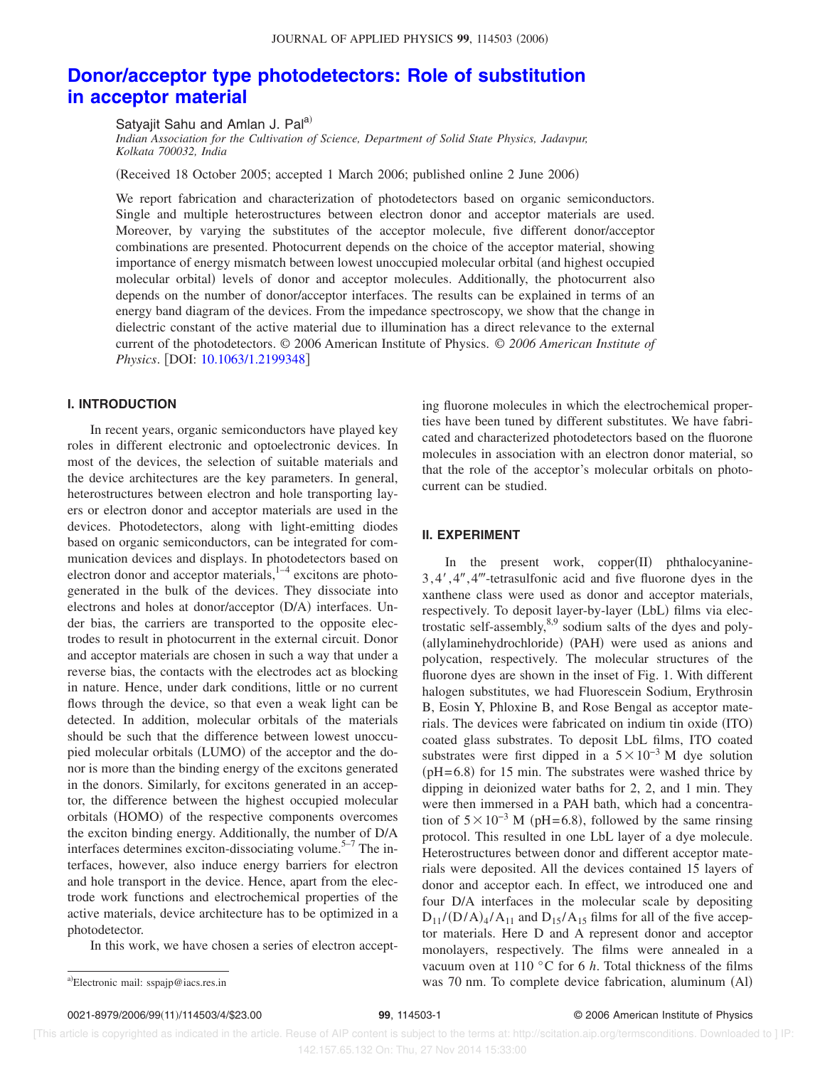# Donor/acceptor type photodetectors: Role of substitution in acceptor material

Satyajit Sahu and Amlan J. Pal[a]

*Indian Association for the Cultivation of Science, Department of Solid State Physics, Jadavpur, Kolkata 700032, India*

(Received 18 October 2005; accepted 1 March 2006; published online 2 June 2006)

We report fabrication and characterization of photodetectors based on organic semiconductors. Single and multiple heterostructures between electron donor and acceptor materials are used. Moreover, by varying the substitutes of the acceptor molecule, five different donor/acceptor combinations are presented. Photocurrent depends on the choice of the acceptor material, showing importance of energy mismatch between lowest unoccupied molecular orbital (and highest occupied molecular orbital) levels of donor and acceptor molecules. Additionally, the photocurrent also depends on the number of donor/acceptor interfaces. The results can be explained in terms of an energy band diagram of the devices. From the impedance spectroscopy, we show that the change in dielectric constant of the active material due to illumination has a direct relevance to the external current of the photodetectors. © 2006 American Institute of Physics. © *2006 American Institute of Physics*. [DOI: 10.1063/1.2199348]

## I. INTRODUCTION

In recent years, organic semiconductors have played key roles in different electronic and optoelectronic devices. In most of the devices, the selection of suitable materials and the device architectures are the key parameters. In general, heterostructures between electron and hole transporting layers or electron donor and acceptor materials are used in the devices. Photodetectors, along with light-emitting diodes based on organic semiconductors, can be integrated for communication devices and displays. In photodetectors based on electron donor and acceptor materials,[1–4] excitons are photogenerated in the bulk of the devices. They dissociate into electrons and holes at donor/acceptor (D/A) interfaces. Under bias, the carriers are transported to the opposite electrodes to result in photocurrent in the external circuit. Donor and acceptor materials are chosen in such a way that under a reverse bias, the contacts with the electrodes act as blocking in nature. Hence, under dark conditions, little or no current flows through the device, so that even a weak light can be detected. In addition, molecular orbitals of the materials should be such that the difference between lowest unoccupied molecular orbitals (LUMO) of the acceptor and the donor is more than the binding energy of the excitons generated in the donors. Similarly, for excitons generated in an acceptor, the difference between the highest occupied molecular orbitals (HOMO) of the respective components overcomes the exciton binding energy. Additionally, the number of D/A interfaces determines exciton-dissociating volume.[5–7] The interfaces, however, also induce energy barriers for electron and hole transport in the device. Hence, apart from the electrode work functions and electrochemical properties of the active materials, device architecture has to be optimized in a photodetector.

In this work, we have chosen a series of electron accepting fluorone molecules in which the electrochemical properties have been tuned by different substitutes. We have fabricated and characterized photodetectors based on the fluorone molecules in association with an electron donor material, so that the role of the acceptor's molecular orbitals on photocurrent can be studied.

## II. EXPERIMENT

In the present work, copper(II) phthalocyanine-3,4′,4″,4‴-tetrasulfonic acid and five fluorone dyes in the xanthene class were used as donor and acceptor materials, respectively. To deposit layer-by-layer (LbL) films via electrostatic self-assembly,[8,9] sodium salts of the dyes and poly(allylaminehydrochloride) (PAH) were used as anions and polycation, respectively. The molecular structures of the fluorone dyes are shown in the inset of Fig. 1. With different halogen substitutes, we had Fluorescein Sodium, Erythrosin B, Eosin Y, Phloxine B, and Rose Bengal as acceptor materials. The devices were fabricated on indium tin oxide (ITO) coated glass substrates. To deposit LbL films, ITO coated substrates were first dipped in a $5\times10^{-3}$ M dye solution (pH=6.8) for 15 min. The substrates were washed thrice by dipping in deionized water baths for 2, 2, and 1 min. They were then immersed in a PAH bath, which had a concentration of $5\times10^{-3}$ M (pH=6.8), followed by the same rinsing protocol. This resulted in one LbL layer of a dye molecule. Heterostructures between donor and different acceptor materials were deposited. All the devices contained 15 layers of donor and acceptor each. In effect, we introduced one and four D/A interfaces in the molecular scale by depositing $D_{11}/(D/A)_4/A_{11}$ and $D_{15}/A_{15}$ films for all of the five acceptor materials. Here D and A represent donor and acceptor monolayers, respectively. The films were annealed in a vacuum oven at 110 °C for 6 *h*. Total thickness of the films was 70 nm. To complete device fabrication, aluminum (Al)

[a]Electronic mail: sspajp@iacs.res.in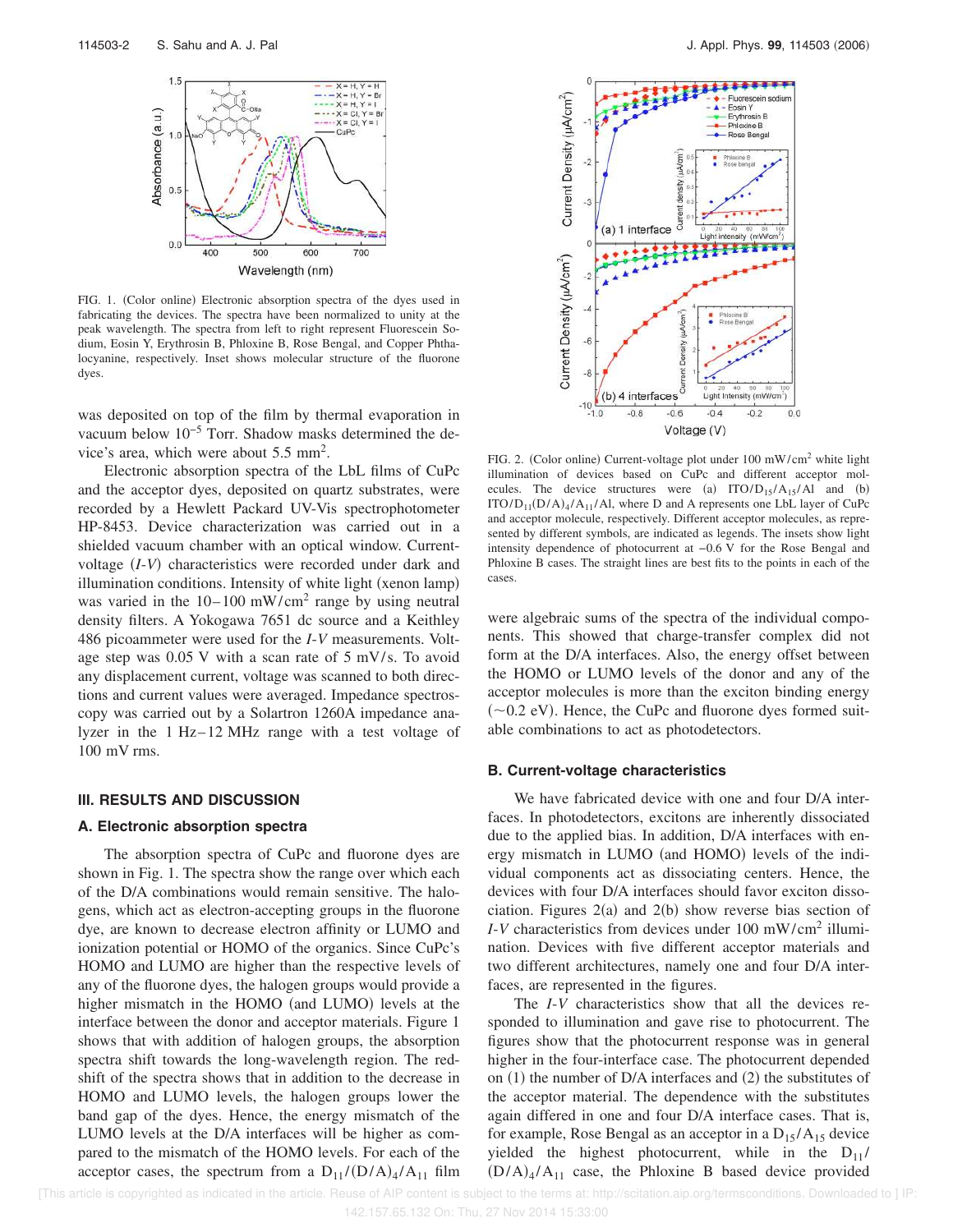FIG. 1. (Color online) Electronic absorption spectra of the dyes used in fabricating the devices. The spectra have been normalized to unity at the peak wavelength. The spectra from left to right represent Fluorescein Sodium, Eosin Y, Erythrosin B, Phloxine B, Rose Bengal, and Copper Phthalocyanine, respectively. Inset shows molecular structure of the fluorone dyes.

was deposited on top of the film by thermal evaporation in vacuum below $10^{-5}$ Torr. Shadow masks determined the device's area, which were about 5.5 mm$^2$.

Electronic absorption spectra of the LbL films of CuPc and the acceptor dyes, deposited on quartz substrates, were recorded by a Hewlett Packard UV-Vis spectrophotometer HP-8453. Device characterization was carried out in a shielded vacuum chamber with an optical window. Current-voltage ($I$-$V$) characteristics were recorded under dark and illumination conditions. Intensity of white light (xenon lamp) was varied in the 10–100 mW/cm$^2$ range by using neutral density filters. A Yokogawa 7651 dc source and a Keithley 486 picoammeter were used for the $I$-$V$ measurements. Voltage step was 0.05 V with a scan rate of 5 mV/s. To avoid any displacement current, voltage was scanned to both directions and current values were averaged. Impedance spectroscopy was carried out by a Solartron 1260A impedance analyzer in the 1 Hz–12 MHz range with a test voltage of 100 mV rms.

## III. RESULTS AND DISCUSSION

### A. Electronic absorption spectra

The absorption spectra of CuPc and fluorone dyes are shown in Fig. 1. The spectra show the range over which each of the D/A combinations would remain sensitive. The halogens, which act as electron-accepting groups in the fluorone dye, are known to decrease electron affinity or LUMO and ionization potential or HOMO of the organics. Since CuPc's HOMO and LUMO are higher than the respective levels of any of the fluorone dyes, the halogen groups would provide a higher mismatch in the HOMO (and LUMO) levels at the interface between the donor and acceptor materials. Figure 1 shows that with addition of halogen groups, the absorption spectra shift towards the long-wavelength region. The redshift of the spectra shows that in addition to the decrease in HOMO and LUMO levels, the halogen groups lower the band gap of the dyes. Hence, the energy mismatch of the LUMO levels at the D/A interfaces will be higher as compared to the mismatch of the HOMO levels. For each of the acceptor cases, the spectrum from a $D_{11}/(D/A)_4/A_{11}$ film were algebraic sums of the spectra of the individual components. This showed that charge-transfer complex did not form at the D/A interfaces. Also, the energy offset between the HOMO or LUMO levels of the donor and any of the acceptor molecules is more than the exciton binding energy (~0.2 eV). Hence, the CuPc and fluorone dyes formed suitable combinations to act as photodetectors.

FIG. 2. (Color online) Current-voltage plot under 100 mW/cm$^2$ white light illumination of devices based on CuPc and different acceptor molecules. The device structures were (a) ITO/$D_{15}/A_{15}$/Al and (b) ITO/$D_{11}(D/A)_4/A_{11}$/Al, where D and A represents one LbL layer of CuPc and acceptor molecule, respectively. Different acceptor molecules, as represented by different symbols, are indicated as legends. The insets show light intensity dependence of photocurrent at −0.6 V for the Rose Bengal and Phloxine B cases. The straight lines are best fits to the points in each of the cases.

### B. Current-voltage characteristics

We have fabricated device with one and four D/A interfaces. In photodetectors, excitons are inherently dissociated due to the applied bias. In addition, D/A interfaces with energy mismatch in LUMO (and HOMO) levels of the individual components act as dissociating centers. Hence, the devices with four D/A interfaces should favor exciton dissociation. Figures 2(a) and 2(b) show reverse bias section of $I$-$V$ characteristics from devices under 100 mW/cm$^2$ illumination. Devices with five different acceptor materials and two different architectures, namely one and four D/A interfaces, are represented in the figures.

The $I$-$V$ characteristics show that all the devices responded to illumination and gave rise to photocurrent. The figures show that the photocurrent response was in general higher in the four-interface case. The photocurrent depended on (1) the number of D/A interfaces and (2) the substitutes of the acceptor material. The dependence with the substitutes again differed in one and four D/A interface cases. That is, for example, Rose Bengal as an acceptor in a $D_{15}/A_{15}$ device yielded the highest photocurrent, while in the $D_{11}/(D/A)_4/A_{11}$ case, the Phloxine B based device provided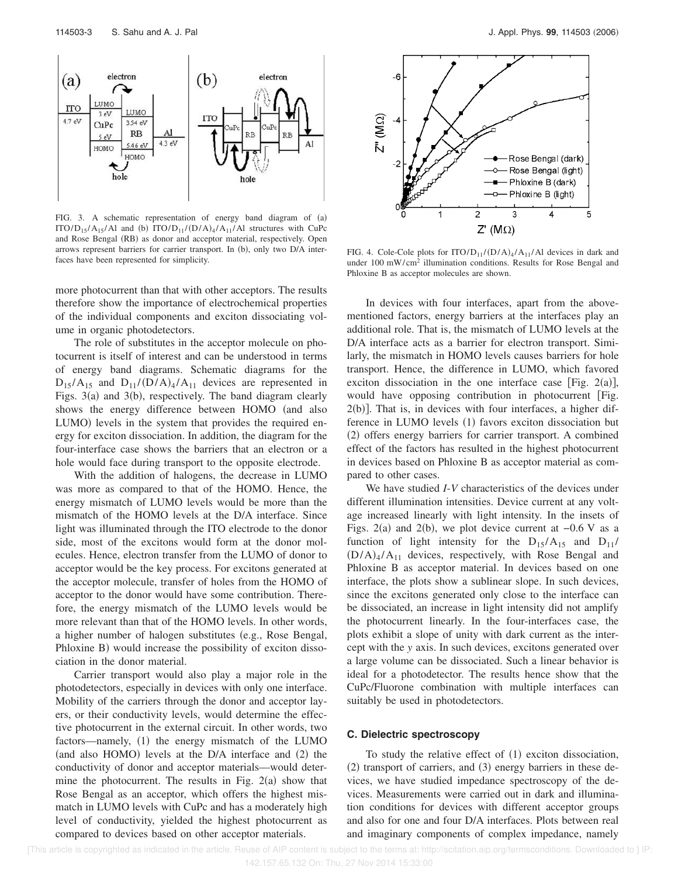FIG. 3. A schematic representation of energy band diagram of (a) ITO/$D_{15}$/$A_{15}$/Al and (b) ITO/$D_{11}$/(D/A)$_4$/$A_{11}$/Al structures with CuPc and Rose Bengal (RB) as donor and acceptor material, respectively. Open arrows represent barriers for carrier transport. In (b), only two D/A interfaces have been represented for simplicity.

FIG. 4. Cole-Cole plots for ITO/$D_{11}$/(D/A)$_4$/$A_{11}$/Al devices in dark and under 100 mW/cm$^2$ illumination conditions. Results for Rose Bengal and Phloxine B as acceptor molecules are shown.

more photocurrent than that with other acceptors. The results therefore show the importance of electrochemical properties of the individual components and exciton dissociating volume in organic photodetectors.

The role of substitutes in the acceptor molecule on photocurrent is itself of interest and can be understood in terms of energy band diagrams. Schematic diagrams for the $D_{15}$/$A_{15}$ and $D_{11}$/(D/A)$_4$/$A_{11}$ devices are represented in Figs. 3(a) and 3(b), respectively. The band diagram clearly shows the energy difference between HOMO (and also LUMO) levels in the system that provides the required energy for exciton dissociation. In addition, the diagram for the four-interface case shows the barriers that an electron or a hole would face during transport to the opposite electrode.

With the addition of halogens, the decrease in LUMO was more as compared to that of the HOMO. Hence, the energy mismatch of LUMO levels would be more than the mismatch of the HOMO levels at the D/A interface. Since light was illuminated through the ITO electrode to the donor side, most of the excitons would form at the donor molecules. Hence, electron transfer from the LUMO of donor to acceptor would be the key process. For excitons generated at the acceptor molecule, transfer of holes from the HOMO of acceptor to the donor would have some contribution. Therefore, the energy mismatch of the LUMO levels would be more relevant than that of the HOMO levels. In other words, a higher number of halogen substitutes (e.g., Rose Bengal, Phloxine B) would increase the possibility of exciton dissociation in the donor material.

Carrier transport would also play a major role in the photodetectors, especially in devices with only one interface. Mobility of the carriers through the donor and acceptor layers, or their conductivity levels, would determine the effective photocurrent in the external circuit. In other words, two factors—namely, (1) the energy mismatch of the LUMO (and also HOMO) levels at the D/A interface and (2) the conductivity of donor and acceptor materials—would determine the photocurrent. The results in Fig. 2(a) show that Rose Bengal as an acceptor, which offers the highest mismatch in LUMO levels with CuPc and has a moderately high level of conductivity, yielded the highest photocurrent as compared to devices based on other acceptor materials.

In devices with four interfaces, apart from the above-mentioned factors, energy barriers at the interfaces play an additional role. That is, the mismatch of LUMO levels at the D/A interface acts as a barrier for electron transport. Similarly, the mismatch in HOMO levels causes barriers for hole transport. Hence, the difference in LUMO, which favored exciton dissociation in the one interface case [Fig. 2(a)], would have opposing contribution in photocurrent [Fig. 2(b)]. That is, in devices with four interfaces, a higher difference in LUMO levels (1) favors exciton dissociation but (2) offers energy barriers for carrier transport. A combined effect of the factors has resulted in the highest photocurrent in devices based on Phloxine B as acceptor material as compared to other cases.

We have studied *I-V* characteristics of the devices under different illumination intensities. Device current at any voltage increased linearly with light intensity. In the insets of Figs. 2(a) and 2(b), we plot device current at −0.6 V as a function of light intensity for the $D_{15}$/$A_{15}$ and $D_{11}$/(D/A)$_4$/$A_{11}$ devices, respectively, with Rose Bengal and Phloxine B as acceptor material. In devices based on one interface, the plots show a sublinear slope. In such devices, since the excitons generated only close to the interface can be dissociated, an increase in light intensity did not amplify the photocurrent linearly. In the four-interfaces case, the plots exhibit a slope of unity with dark current as the intercept with the *y* axis. In such devices, excitons generated over a large volume can be dissociated. Such a linear behavior is ideal for a photodetector. The results hence show that the CuPc/Fluorone combination with multiple interfaces can suitably be used in photodetectors.

### C. Dielectric spectroscopy

To study the relative effect of (1) exciton dissociation, (2) transport of carriers, and (3) energy barriers in these devices, we have studied impedance spectroscopy of the devices. Measurements were carried out in dark and illumination conditions for devices with different acceptor groups and also for one and four D/A interfaces. Plots between real and imaginary components of complex impedance, namely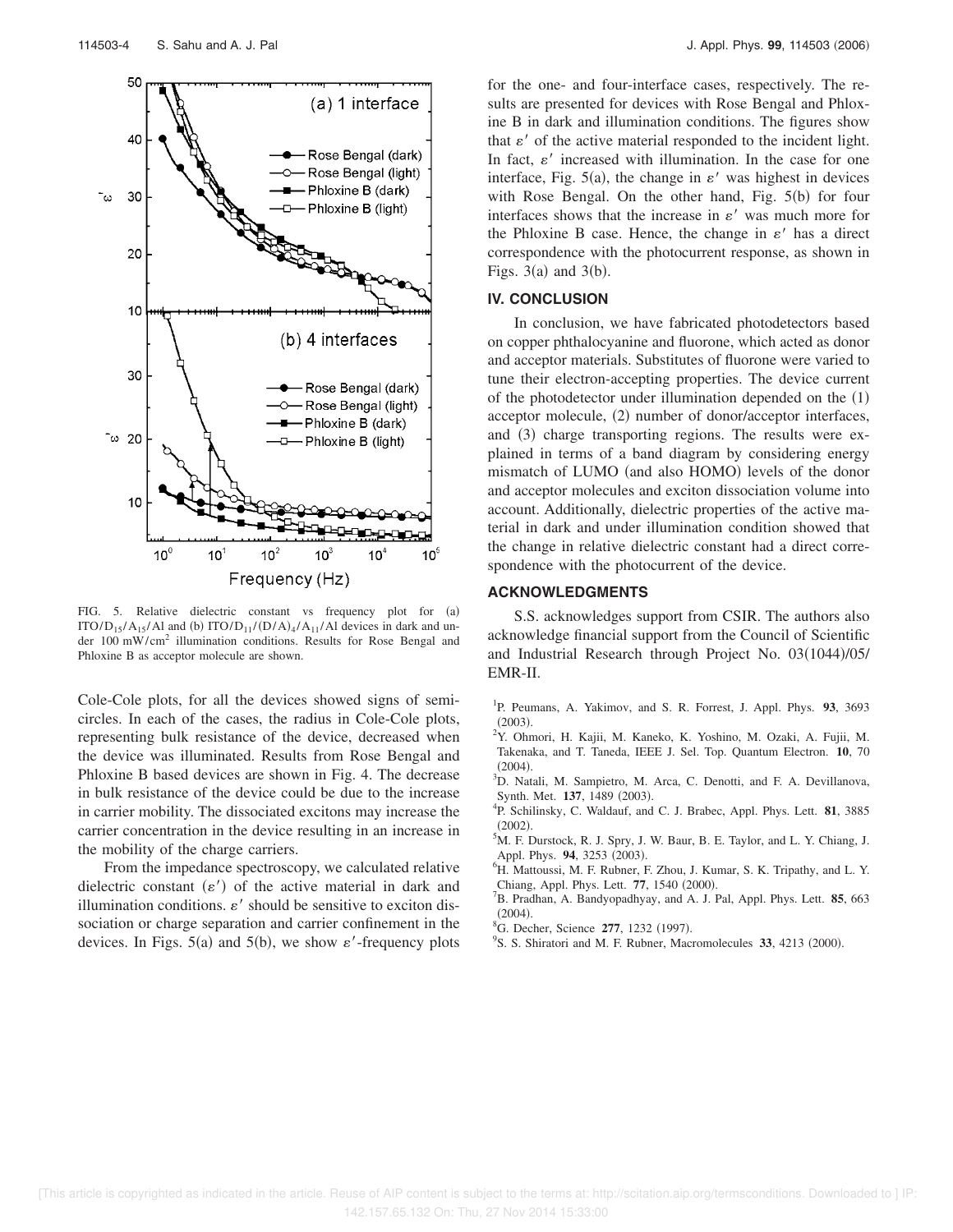(a) 1 interface

Rose Bengal (dark)
Rose Bengal (light)
Phloxine B (dark)
Phloxine B (light)

(b) 4 interfaces

Rose Bengal (dark)
Rose Bengal (light)
Phloxine B (dark)
Phloxine B (light)

ε'

Frequency (Hz)

FIG. 5. Relative dielectric constant vs frequency plot for (a) ITO/$D_{15}$/$A_{15}$/Al and (b) ITO/$D_{11}$/$(D/A)_4$/$A_{11}$/Al devices in dark and under 100 $mW/cm^2$ illumination conditions. Results for Rose Bengal and Phloxine B as acceptor molecule are shown.

Cole-Cole plots, for all the devices showed signs of semicircles. In each of the cases, the radius in Cole-Cole plots, representing bulk resistance of the device, decreased when the device was illuminated. Results from Rose Bengal and Phloxine B based devices are shown in Fig. 4. The decrease in bulk resistance of the device could be due to the increase in carrier mobility. The dissociated excitons may increase the carrier concentration in the device resulting in an increase in the mobility of the charge carriers.

From the impedance spectroscopy, we calculated relative dielectric constant ($\varepsilon'$) of the active material in dark and illumination conditions. $\varepsilon'$ should be sensitive to exciton dissociation or charge separation and carrier confinement in the devices. In Figs. 5(a) and 5(b), we show $\varepsilon'$-frequency plots for the one- and four-interface cases, respectively. The results are presented for devices with Rose Bengal and Phloxine B in dark and illumination conditions. The figures show that $\varepsilon'$ of the active material responded to the incident light. In fact, $\varepsilon'$ increased with illumination. In the case for one interface, Fig. 5(a), the change in $\varepsilon'$ was highest in devices with Rose Bengal. On the other hand, Fig. 5(b) for four interfaces shows that the increase in $\varepsilon'$ was much more for the Phloxine B case. Hence, the change in $\varepsilon'$ has a direct correspondence with the photocurrent response, as shown in Figs. 3(a) and 3(b).

## IV. CONCLUSION

In conclusion, we have fabricated photodetectors based on copper phthalocyanine and fluorone, which acted as donor and acceptor materials. Substitutes of fluorone were varied to tune their electron-accepting properties. The device current of the photodetector under illumination depended on the (1) acceptor molecule, (2) number of donor/acceptor interfaces, and (3) charge transporting regions. The results were explained in terms of a band diagram by considering energy mismatch of LUMO (and also HOMO) levels of the donor and acceptor molecules and exciton dissociation volume into account. Additionally, dielectric properties of the active material in dark and under illumination condition showed that the change in relative dielectric constant had a direct correspondence with the photocurrent of the device.

## ACKNOWLEDGMENTS

S.S. acknowledges support from CSIR. The authors also acknowledge financial support from the Council of Scientific and Industrial Research through Project No. 03(1044)/05/EMR-II.

[1] P. Peumans, A. Yakimov, and S. R. Forrest, J. Appl. Phys. **93**, 3693 (2003).
[2] Y. Ohmori, H. Kajii, M. Kaneko, K. Yoshino, M. Ozaki, A. Fujii, M. Takenaka, and T. Taneda, IEEE J. Sel. Top. Quantum Electron. **10**, 70 (2004).
[3] D. Natali, M. Sampietro, M. Arca, C. Denotti, and F. A. Devillanova, Synth. Met. **137**, 1489 (2003).
[4] P. Schilinsky, C. Waldauf, and C. J. Brabec, Appl. Phys. Lett. **81**, 3885 (2002).
[5] M. F. Durstock, R. J. Spry, J. W. Baur, B. E. Taylor, and L. Y. Chiang, J. Appl. Phys. **94**, 3253 (2003).
[6] H. Mattoussi, M. F. Rubner, F. Zhou, J. Kumar, S. K. Tripathy, and L. Y. Chiang, Appl. Phys. Lett. **77**, 1540 (2000).
[7] B. Pradhan, A. Bandyopadhyay, and A. J. Pal, Appl. Phys. Lett. **85**, 663 (2004).
[8] G. Decher, Science **277**, 1232 (1997).
[9] S. S. Shiratori and M. F. Rubner, Macromolecules **33**, 4213 (2000).